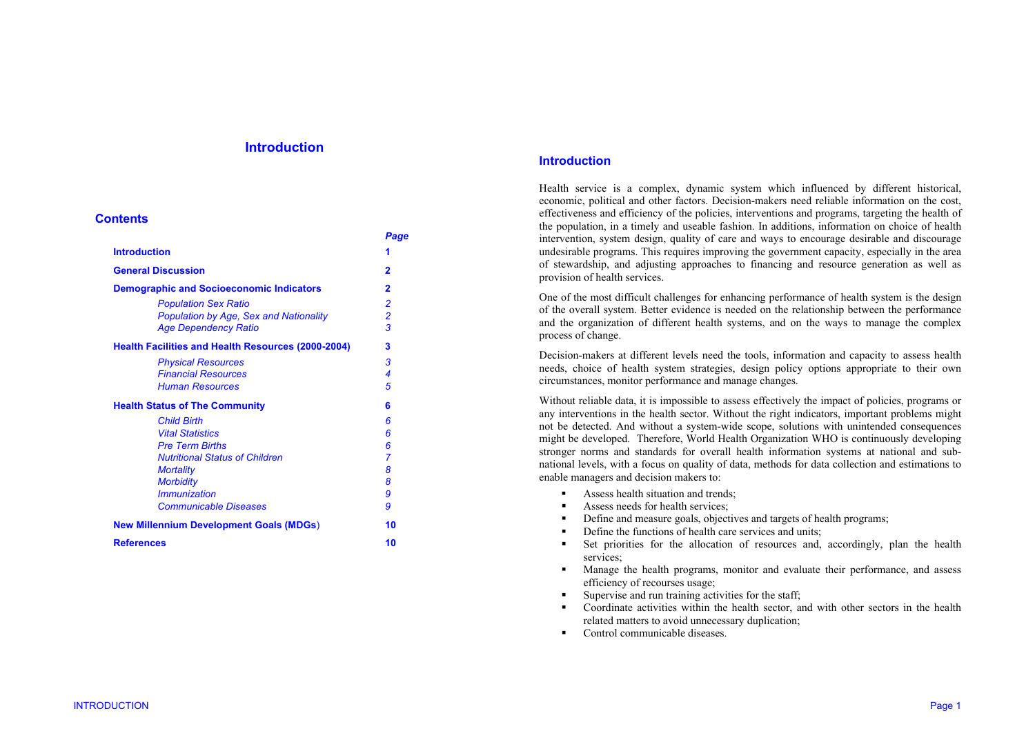# Introduction

## Contents

| | Page |
|---|---|
| **Introduction** | **1** |
| **General Discussion** | **2** |
| **Demographic and Socioeconomic Indicators** | **2** |
| *Population Sex Ratio* | *2* |
| *Population by Age, Sex and Nationality* | *2* |
| *Age Dependency Ratio* | *3* |
| **Health Facilities and Health Resources (2000-2004)** | **3** |
| *Physical Resources* | *3* |
| *Financial Resources* | *4* |
| *Human Resources* | *5* |
| **Health Status of The Community** | **6** |
| *Child Birth* | *6* |
| *Vital Statistics* | *6* |
| *Pre Term Births* | *6* |
| *Nutritional Status of Children* | *7* |
| *Mortality* | *8* |
| *Morbidity* | *8* |
| *Immunization* | *9* |
| *Communicable Diseases* | *9* |
| **New Millennium Development Goals (MDGs)** | **10** |
| **References** | **10** |

## Introduction

Health service is a complex, dynamic system which influenced by different historical, economic, political and other factors. Decision-makers need reliable information on the cost, effectiveness and efficiency of the policies, interventions and programs, targeting the health of the population, in a timely and useable fashion. In additions, information on choice of health intervention, system design, quality of care and ways to encourage desirable and discourage undesirable programs. This requires improving the government capacity, especially in the area of stewardship, and adjusting approaches to financing and resource generation as well as provision of health services.

One of the most difficult challenges for enhancing performance of health system is the design of the overall system. Better evidence is needed on the relationship between the performance and the organization of different health systems, and on the ways to manage the complex process of change.

Decision-makers at different levels need the tools, information and capacity to assess health needs, choice of health system strategies, design policy options appropriate to their own circumstances, monitor performance and manage changes.

Without reliable data, it is impossible to assess effectively the impact of policies, programs or any interventions in the health sector. Without the right indicators, important problems might not be detected. And without a system-wide scope, solutions with unintended consequences might be developed. Therefore, World Health Organization WHO is continuously developing stronger norms and standards for overall health information systems at national and sub-national levels, with a focus on quality of data, methods for data collection and estimations to enable managers and decision makers to:

- Assess health situation and trends;
- Assess needs for health services;
- Define and measure goals, objectives and targets of health programs;
- Define the functions of health care services and units;
- Set priorities for the allocation of resources and, accordingly, plan the health services;
- Manage the health programs, monitor and evaluate their performance, and assess efficiency of recourses usage;
- Supervise and run training activities for the staff;
- Coordinate activities within the health sector, and with other sectors in the health related matters to avoid unnecessary duplication;
- Control communicable diseases.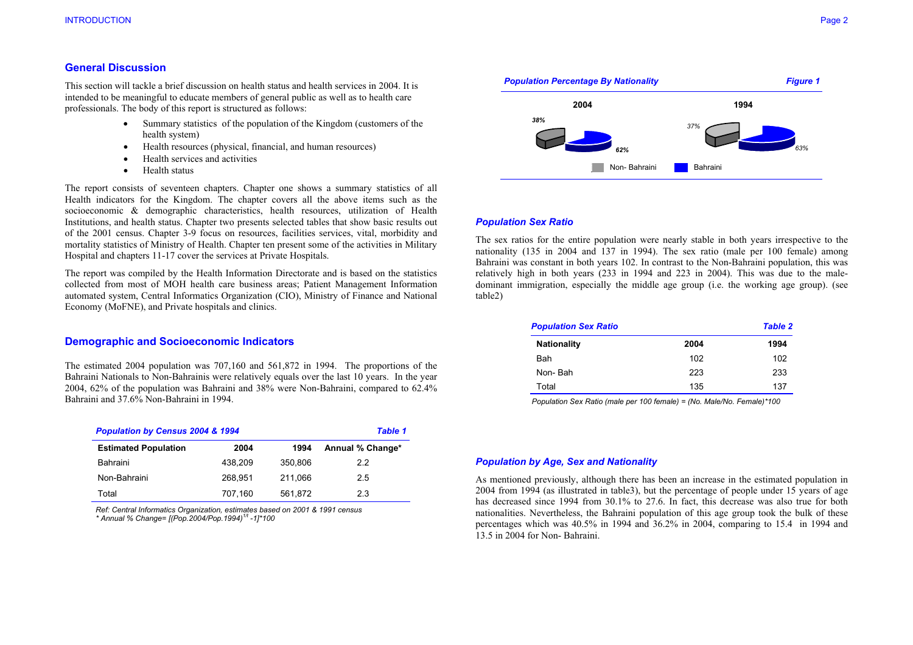## General Discussion

This section will tackle a brief discussion on health status and health services in 2004. It is intended to be meaningful to educate members of general public as well as to health care professionals. The body of this report is structured as follows:

- Summary statistics of the population of the Kingdom (customers of the health system)
- Health resources (physical, financial, and human resources)
- Health services and activities
- Health status

The report consists of seventeen chapters. Chapter one shows a summary statistics of all Health indicators for the Kingdom. The chapter covers all the above items such as the socioeconomic & demographic characteristics, health resources, utilization of Health Institutions, and health status. Chapter two presents selected tables that show basic results out of the 2001 census. Chapter 3-9 focus on resources, facilities services, vital, morbidity and mortality statistics of Ministry of Health. Chapter ten present some of the activities in Military Hospital and chapters 11-17 cover the services at Private Hospitals.

The report was compiled by the Health Information Directorate and is based on the statistics collected from most of MOH health care business areas; Patient Management Information automated system, Central Informatics Organization (CIO), Ministry of Finance and National Economy (MoFNE), and Private hospitals and clinics.

## Demographic and Socioeconomic Indicators

The estimated 2004 population was 707,160 and 561,872 in 1994. The proportions of the Bahraini Nationals to Non-Bahrainis were relatively equals over the last 10 years. In the year 2004, 62% of the population was Bahraini and 38% were Non-Bahraini, compared to 62.4% Bahraini and 37.6% Non-Bahraini in 1994.

***Population by Census 2004 & 1994*** — ***Table 1***

| Estimated Population | 2004 | 1994 | Annual % Change* |
|---|---|---|---|
| Bahraini | 438,209 | 350,806 | 2.2 |
| Non-Bahraini | 268,951 | 211,066 | 2.5 |
| Total | 707,160 | 561,872 | 2.3 |

*Ref: Central Informatics Organization, estimates based on 2001 & 1991 census*
*\* Annual % Change= [(Pop.2004/Pop.1994)$^{1/t}$ -1]*100*

***Population Percentage By Nationality*** — ***Figure 1***

2004: 38% Non- Bahraini, 62% Bahraini
1994: 37% Non- Bahraini, 63% Bahraini

### Population Sex Ratio

The sex ratios for the entire population were nearly stable in both years irrespective to the nationality (135 in 2004 and 137 in 1994). The sex ratio (male per 100 female) among Bahraini was constant in both years 102. In contrast to the Non-Bahraini population, this was relatively high in both years (233 in 1994 and 223 in 2004). This was due to the male-dominant immigration, especially the middle age group (i.e. the working age group). (see table2)

***Population Sex Ratio*** — ***Table 2***

| Nationality | 2004 | 1994 |
|---|---|---|
| Bah | 102 | 102 |
| Non- Bah | 223 | 233 |
| Total | 135 | 137 |

*Population Sex Ratio (male per 100 female) = (No. Male/No. Female)*100*

### Population by Age, Sex and Nationality

As mentioned previously, although there has been an increase in the estimated population in 2004 from 1994 (as illustrated in table3), but the percentage of people under 15 years of age has decreased since 1994 from 30.1% to 27.6. In fact, this decrease was also true for both nationalities. Nevertheless, the Bahraini population of this age group took the bulk of these percentages which was 40.5% in 1994 and 36.2% in 2004, comparing to 15.4 in 1994 and 13.5 in 2004 for Non- Bahraini.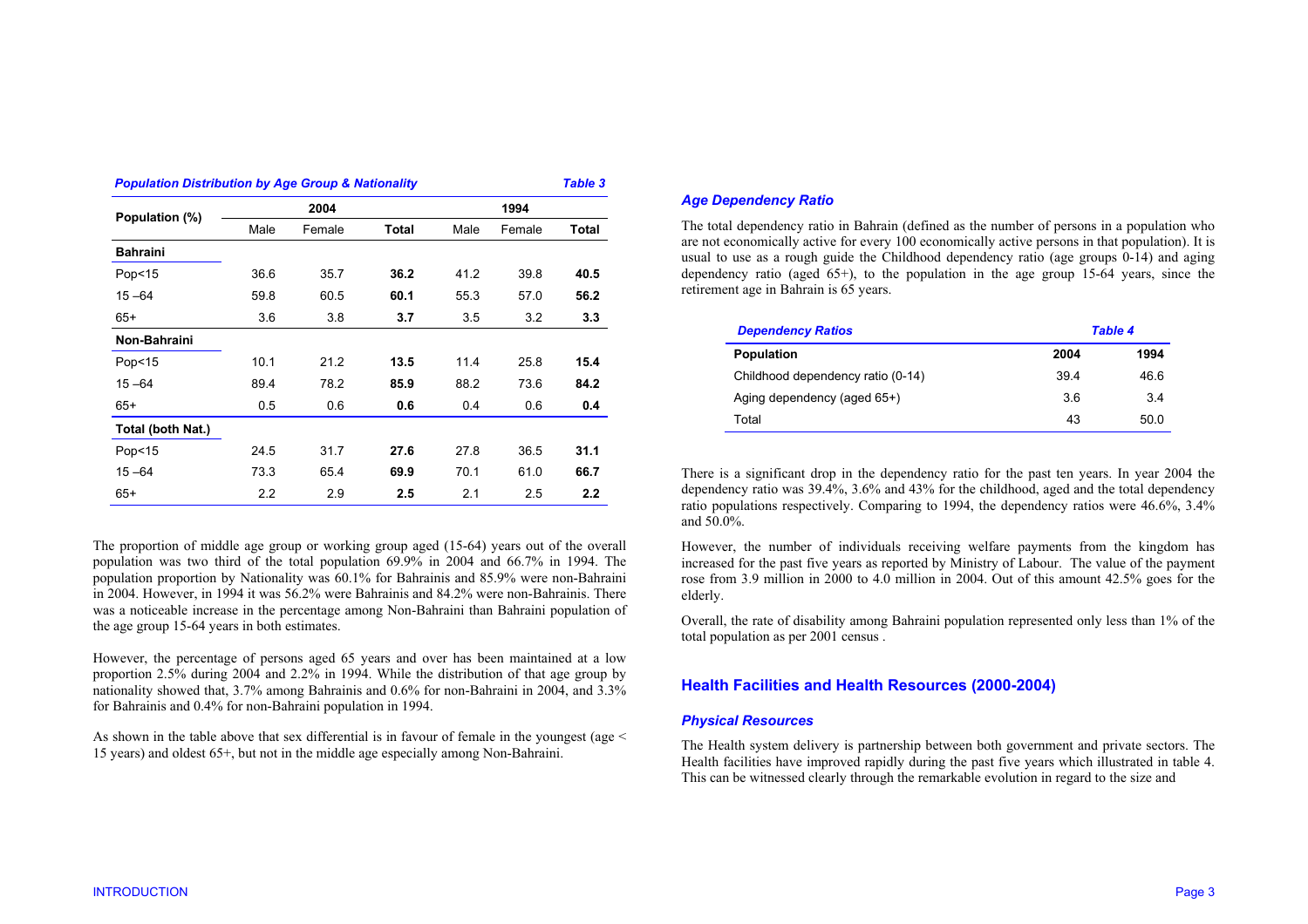*Population Distribution by Age Group & Nationality* — *Table 3*

| Population (%) | 2004 | | | 1994 | | |
|---|---|---|---|---|---|---|
| | Male | Female | **Total** | Male | Female | **Total** |
| **Bahraini** | | | | | | |
| Pop<15 | 36.6 | 35.7 | **36.2** | 41.2 | 39.8 | **40.5** |
| 15 –64 | 59.8 | 60.5 | **60.1** | 55.3 | 57.0 | **56.2** |
| 65+ | 3.6 | 3.8 | **3.7** | 3.5 | 3.2 | **3.3** |
| **Non-Bahraini** | | | | | | |
| Pop<15 | 10.1 | 21.2 | **13.5** | 11.4 | 25.8 | **15.4** |
| 15 –64 | 89.4 | 78.2 | **85.9** | 88.2 | 73.6 | **84.2** |
| 65+ | 0.5 | 0.6 | **0.6** | 0.4 | 0.6 | **0.4** |
| **Total (both Nat.)** | | | | | | |
| Pop<15 | 24.5 | 31.7 | **27.6** | 27.8 | 36.5 | **31.1** |
| 15 –64 | 73.3 | 65.4 | **69.9** | 70.1 | 61.0 | **66.7** |
| 65+ | 2.2 | 2.9 | **2.5** | 2.1 | 2.5 | **2.2** |

The proportion of middle age group or working group aged (15-64) years out of the overall population was two third of the total population 69.9% in 2004 and 66.7% in 1994. The population proportion by Nationality was 60.1% for Bahrainis and 85.9% were non-Bahraini in 2004. However, in 1994 it was 56.2% were Bahrainis and 84.2% were non-Bahrainis. There was a noticeable increase in the percentage among Non-Bahraini than Bahraini population of the age group 15-64 years in both estimates.

However, the percentage of persons aged 65 years and over has been maintained at a low proportion 2.5% during 2004 and 2.2% in 1994. While the distribution of that age group by nationality showed that, 3.7% among Bahrainis and 0.6% for non-Bahraini in 2004, and 3.3% for Bahrainis and 0.4% for non-Bahraini population in 1994.

As shown in the table above that sex differential is in favour of female in the youngest (age < 15 years) and oldest 65+, but not in the middle age especially among Non-Bahraini.

### *Age Dependency Ratio*

The total dependency ratio in Bahrain (defined as the number of persons in a population who are not economically active for every 100 economically active persons in that population). It is usual to use as a rough guide the Childhood dependency ratio (age groups 0-14) and aging dependency ratio (aged 65+), to the population in the age group 15-64 years, since the retirement age in Bahrain is 65 years.

*Dependency Ratios* — *Table 4*

| Population | 2004 | 1994 |
|---|---|---|
| Childhood dependency ratio (0-14) | 39.4 | 46.6 |
| Aging dependency (aged 65+) | 3.6 | 3.4 |
| Total | 43 | 50.0 |

There is a significant drop in the dependency ratio for the past ten years. In year 2004 the dependency ratio was 39.4%, 3.6% and 43% for the childhood, aged and the total dependency ratio populations respectively. Comparing to 1994, the dependency ratios were 46.6%, 3.4% and 50.0%.

However, the number of individuals receiving welfare payments from the kingdom has increased for the past five years as reported by Ministry of Labour. The value of the payment rose from 3.9 million in 2000 to 4.0 million in 2004. Out of this amount 42.5% goes for the elderly.

Overall, the rate of disability among Bahraini population represented only less than 1% of the total population as per 2001 census .

## Health Facilities and Health Resources (2000-2004)

### *Physical Resources*

The Health system delivery is partnership between both government and private sectors. The Health facilities have improved rapidly during the past five years which illustrated in table 4. This can be witnessed clearly through the remarkable evolution in regard to the size and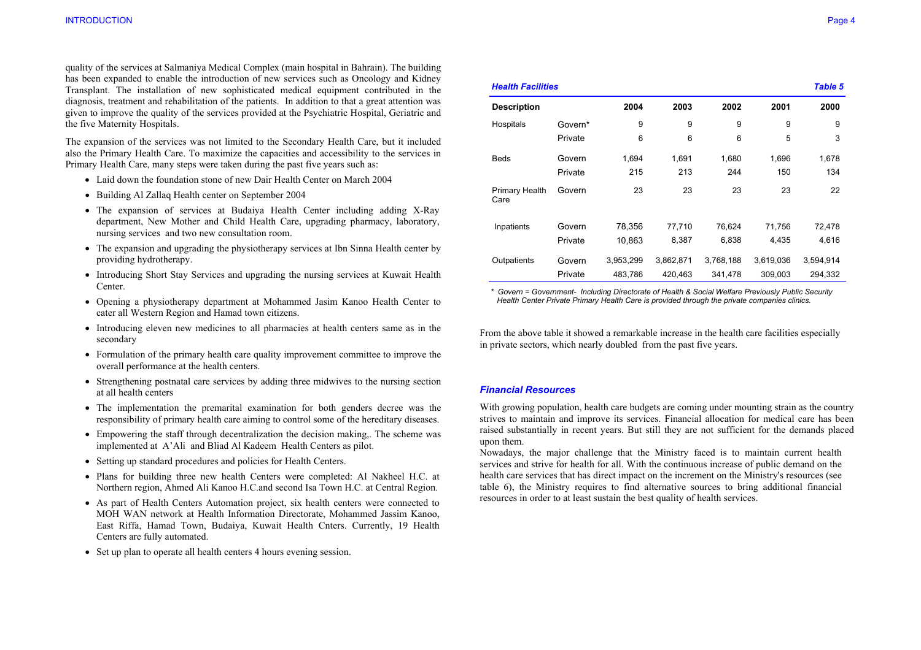quality of the services at Salmaniya Medical Complex (main hospital in Bahrain). The building has been expanded to enable the introduction of new services such as Oncology and Kidney Transplant. The installation of new sophisticated medical equipment contributed in the diagnosis, treatment and rehabilitation of the patients. In addition to that a great attention was given to improve the quality of the services provided at the Psychiatric Hospital, Geriatric and the five Maternity Hospitals.

The expansion of the services was not limited to the Secondary Health Care, but it included also the Primary Health Care. To maximize the capacities and accessibility to the services in Primary Health Care, many steps were taken during the past five years such as:

- Laid down the foundation stone of new Dair Health Center on March 2004
- Building Al Zallaq Health center on September 2004
- The expansion of services at Budaiya Health Center including adding X-Ray department, New Mother and Child Health Care, upgrading pharmacy, laboratory, nursing services and two new consultation room.
- The expansion and upgrading the physiotherapy services at Ibn Sinna Health center by providing hydrotherapy.
- Introducing Short Stay Services and upgrading the nursing services at Kuwait Health Center.
- Opening a physiotherapy department at Mohammed Jasim Kanoo Health Center to cater all Western Region and Hamad town citizens.
- Introducing eleven new medicines to all pharmacies at health centers same as in the secondary
- Formulation of the primary health care quality improvement committee to improve the overall performance at the health centers.
- Strengthening postnatal care services by adding three midwives to the nursing section at all health centers
- The implementation the premarital examination for both genders decree was the responsibility of primary health care aiming to control some of the hereditary diseases.
- Empowering the staff through decentralization the decision making,. The scheme was implemented at A'Ali and Bliad Al Kadeem Health Centers as pilot.
- Setting up standard procedures and policies for Health Centers.
- Plans for building three new health Centers were completed: Al Nakheel H.C. at Northern region, Ahmed Ali Kanoo H.C.and second Isa Town H.C. at Central Region.
- As part of Health Centers Automation project, six health centers were connected to MOH WAN network at Health Information Directorate, Mohammed Jassim Kanoo, East Riffa, Hamad Town, Budaiya, Kuwait Health Cnters. Currently, 19 Health Centers are fully automated.
- Set up plan to operate all health centers 4 hours evening session.

***Health Facilities*** — ***Table 5***

| Description | | 2004 | 2003 | 2002 | 2001 | 2000 |
|---|---|---|---|---|---|---|
| Hospitals | Govern* | 9 | 9 | 9 | 9 | 9 |
| | Private | 6 | 6 | 6 | 5 | 3 |
| Beds | Govern | 1,694 | 1,691 | 1,680 | 1,696 | 1,678 |
| | Private | 215 | 213 | 244 | 150 | 134 |
| Primary Health Care | Govern | 23 | 23 | 23 | 23 | 22 |
| Inpatients | Govern | 78,356 | 77,710 | 76,624 | 71,756 | 72,478 |
| | Private | 10,863 | 8,387 | 6,838 | 4,435 | 4,616 |
| Outpatients | Govern | 3,953,299 | 3,862,871 | 3,768,188 | 3,619,036 | 3,594,914 |
| | Private | 483,786 | 420,463 | 341,478 | 309,003 | 294,332 |

*\* Govern = Government- Including Directorate of Health & Social Welfare Previously Public Security Health Center Private Primary Health Care is provided through the private companies clinics.*

From the above table it showed a remarkable increase in the health care facilities especially in private sectors, which nearly doubled from the past five years.

### *Financial Resources*

With growing population, health care budgets are coming under mounting strain as the country strives to maintain and improve its services. Financial allocation for medical care has been raised substantially in recent years. But still they are not sufficient for the demands placed upon them.

Nowadays, the major challenge that the Ministry faced is to maintain current health services and strive for health for all. With the continuous increase of public demand on the health care services that has direct impact on the increment on the Ministry's resources (see table 6), the Ministry requires to find alternative sources to bring additional financial resources in order to at least sustain the best quality of health services.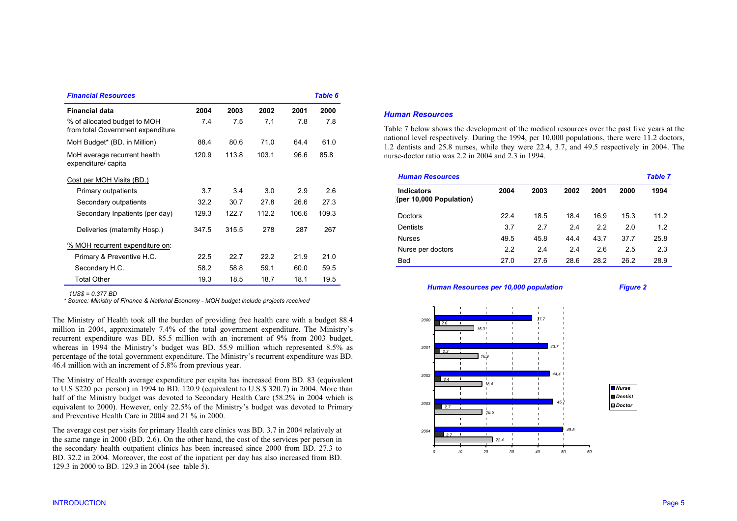### *Financial Resources* — *Table 6*

| Financial data | 2004 | 2003 | 2002 | 2001 | 2000 |
|---|---|---|---|---|---|
| % of allocated budget to MOH from total Government expenditure | 7.4 | 7.5 | 7.1 | 7.8 | 7.8 |
| MoH Budget* (BD. in Million) | 88.4 | 80.6 | 71.0 | 64.4 | 61.0 |
| MoH average recurrent health expenditure/ capita | 120.9 | 113.8 | 103.1 | 96.6 | 85.8 |
| Cost per MOH Visits (BD.) | | | | | |
| Primary outpatients | 3.7 | 3.4 | 3.0 | 2.9 | 2.6 |
| Secondary outpatients | 32.2 | 30.7 | 27.8 | 26.6 | 27.3 |
| Secondary Inpatients (per day) | 129.3 | 122.7 | 112.2 | 106.6 | 109.3 |
| Deliveries (maternity Hosp.) | 347.5 | 315.5 | 278 | 287 | 267 |
| % MOH recurrent expenditure on: | | | | | |
| Primary & Preventive H.C. | 22.5 | 22.7 | 22.2 | 21.9 | 21.0 |
| Secondary H.C. | 58.2 | 58.8 | 59.1 | 60.0 | 59.5 |
| Total Other | 19.3 | 18.5 | 18.7 | 18.1 | 19.5 |

*1US$ = 0.377 BD*

*\* Source: Ministry of Finance & National Economy - MOH budget include projects received*

The Ministry of Health took all the burden of providing free health care with a budget 88.4 million in 2004, approximately 7.4% of the total government expenditure. The Ministry's recurrent expenditure was BD. 85.5 million with an increment of 9% from 2003 budget, whereas in 1994 the Ministry's budget was BD. 55.9 million which represented 8.5% as percentage of the total government expenditure. The Ministry's recurrent expenditure was BD. 46.4 million with an increment of 5.8% from previous year.

The Ministry of Health average expenditure per capita has increased from BD. 83 (equivalent to U.S $220 per person) in 1994 to BD. 120.9 (equivalent to U.S.$ 320.7) in 2004. More than half of the Ministry budget was devoted to Secondary Health Care (58.2% in 2004 which is equivalent to 2000). However, only 22.5% of the Ministry's budget was devoted to Primary and Preventive Health Care in 2004 and 21 % in 2000.

The average cost per visits for primary Health care clinics was BD. 3.7 in 2004 relatively at the same range in 2000 (BD. 2.6). On the other hand, the cost of the services per person in the secondary health outpatient clinics has been increased since 2000 from BD. 27.3 to BD. 32.2 in 2004. Moreover, the cost of the inpatient per day has also increased from BD. 129.3 in 2000 to BD. 129.3 in 2004 (see table 5).

## *Human Resources*

Table 7 below shows the development of the medical resources over the past five years at the national level respectively. During the 1994, per 10,000 populations, there were 11.2 doctors, 1.2 dentists and 25.8 nurses, while they were 22.4, 3.7, and 49.5 respectively in 2004. The nurse-doctor ratio was 2.2 in 2004 and 2.3 in 1994.

### *Human Resources* — *Table 7*

| Indicators (per 10,000 Population) | 2004 | 2003 | 2002 | 2001 | 2000 | 1994 |
|---|---|---|---|---|---|---|
| Doctors | 22.4 | 18.5 | 18.4 | 16.9 | 15.3 | 11.2 |
| Dentists | 3.7 | 2.7 | 2.4 | 2.2 | 2.0 | 1.2 |
| Nurses | 49.5 | 45.8 | 44.4 | 43.7 | 37.7 | 25.8 |
| Nurse per doctors | 2.2 | 2.4 | 2.4 | 2.6 | 2.5 | 2.3 |
| Bed | 27.0 | 27.6 | 28.6 | 28.2 | 26.2 | 28.9 |

*Human Resources per 10,000 population* — *Figure 2*

| Year | Nurse | Dentist | Doctor |
|---|---|---|---|
| 2000 | 37.7 | 2.0 | 15.3 |
| 2001 | 43.7 | 2.2 | 16.9 |
| 2002 | 44.4 | 2.4 | 18.4 |
| 2003 | 45.7 | 2.7 | 18.5 |
| 2004 | 49.5 | 3.7 | 22.4 |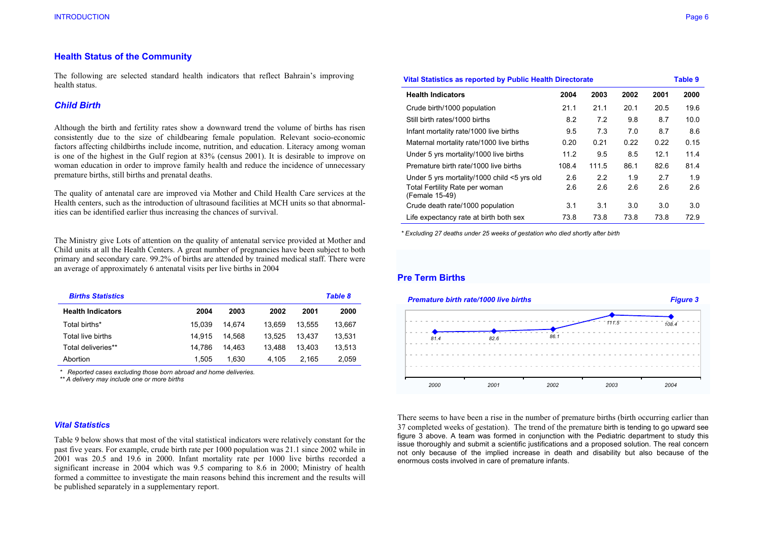## Health Status of the Community

The following are selected standard health indicators that reflect Bahrain's improving health status.

### *Child Birth*

Although the birth and fertility rates show a downward trend the volume of births has risen consistently due to the size of childbearing female population. Relevant socio-economic factors affecting childbirths include income, nutrition, and education. Literacy among woman is one of the highest in the Gulf region at 83% (census 2001). It is desirable to improve on woman education in order to improve family health and reduce the incidence of unnecessary premature births, still births and prenatal deaths.

The quality of antenatal care are improved via Mother and Child Health Care services at the Health centers, such as the introduction of ultrasound facilities at MCH units so that abnormalities can be identified earlier thus increasing the chances of survival.

The Ministry give Lots of attention on the quality of antenatal service provided at Mother and Child units at all the Health Centers. A great number of pregnancies have been subject to both primary and secondary care. 99.2% of births are attended by trained medical staff. There were an average of approximately 6 antenatal visits per live births in 2004

***Births Statistics*** — ***Table 8***

| Health Indicators | 2004 | 2003 | 2002 | 2001 | 2000 |
|---|---|---|---|---|---|
| Total births* | 15,039 | 14,674 | 13,659 | 13,555 | 13,667 |
| Total live births | 14,915 | 14,568 | 13,525 | 13,437 | 13,531 |
| Total deliveries** | 14,786 | 14,463 | 13,488 | 13,403 | 13,513 |
| Abortion | 1,505 | 1,630 | 4,105 | 2,165 | 2,059 |

*\* Reported cases excluding those born abroad and home deliveries.*
*\*\* A delivery may include one or more births*

### *Vital Statistics*

Table 9 below shows that most of the vital statistical indicators were relatively constant for the past five years. For example, crude birth rate per 1000 population was 21.1 since 2002 while in 2001 was 20.5 and 19.6 in 2000. Infant mortality rate per 1000 live births recorded a significant increase in 2004 which was 9.5 comparing to 8.6 in 2000; Ministry of health formed a committee to investigate the main reasons behind this increment and the results will be published separately in a supplementary report.

**Vital Statistics as reported by Public Health Directorate** — **Table 9**

| Health Indicators | 2004 | 2003 | 2002 | 2001 | 2000 |
|---|---|---|---|---|---|
| Crude birth/1000 population | 21.1 | 21.1 | 20.1 | 20.5 | 19.6 |
| Still birth rates/1000 births | 8.2 | 7.2 | 9.8 | 8.7 | 10.0 |
| Infant mortality rate/1000 live births | 9.5 | 7.3 | 7.0 | 8.7 | 8.6 |
| Maternal mortality rate/1000 live births | 0.20 | 0.21 | 0.22 | 0.22 | 0.15 |
| Under 5 yrs mortality/1000 live births | 11.2 | 9.5 | 8.5 | 12.1 | 11.4 |
| Premature birth rate/1000 live births | 108.4 | 111.5 | 86.1 | 82.6 | 81.4 |
| Under 5 yrs mortality/1000 child <5 yrs old | 2.6 | 2.2 | 1.9 | 2.7 | 1.9 |
| Total Fertility Rate per woman (Female 15-49) | 2.6 | 2.6 | 2.6 | 2.6 | 2.6 |
| Crude death rate/1000 population | 3.1 | 3.1 | 3.0 | 3.0 | 3.0 |
| Life expectancy rate at birth both sex | 73.8 | 73.8 | 73.8 | 73.8 | 72.9 |

*\* Excluding 27 deaths under 25 weeks of gestation who died shortly after birth*

## Pre Term Births

***Premature birth rate/1000 live births*** — ***Figure 3***

| 2000 | 2001 | 2002 | 2003 | 2004 |
|---|---|---|---|---|
| 81.4 | 82.6 | 86.1 | 111.5 | 108.4 |

There seems to have been a rise in the number of premature births (birth occurring earlier than 37 completed weeks of gestation). The trend of the premature birth is tending to go upward see figure 3 above. A team was formed in conjunction with the Pediatric department to study this issue thoroughly and submit a scientific justifications and a proposed solution. The real concern not only because of the implied increase in death and disability but also because of the enormous costs involved in care of premature infants.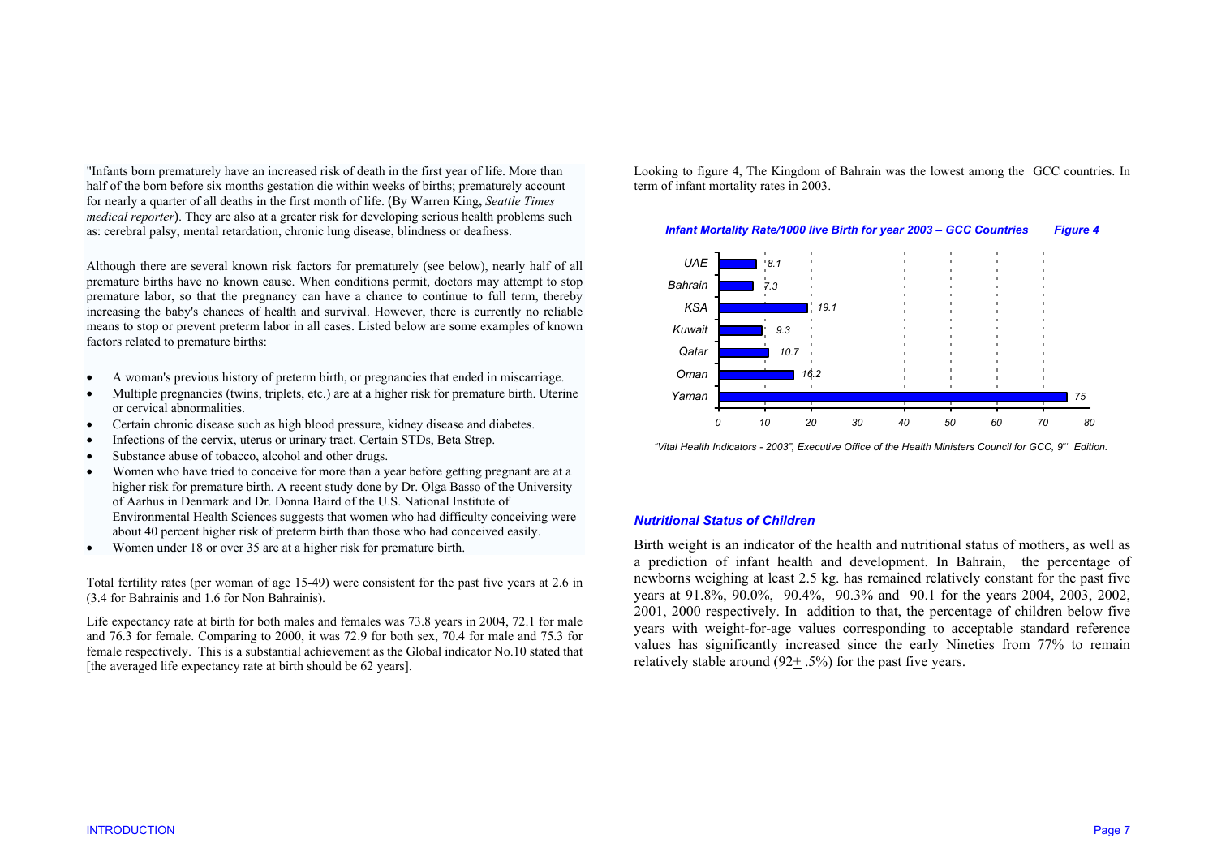"Infants born prematurely have an increased risk of death in the first year of life. More than half of the born before six months gestation die within weeks of births; prematurely account for nearly a quarter of all deaths in the first month of life. (By Warren King**,** *Seattle Times medical reporter*). They are also at a greater risk for developing serious health problems such as: cerebral palsy, mental retardation, chronic lung disease, blindness or deafness.

Although there are several known risk factors for prematurely (see below), nearly half of all premature births have no known cause. When conditions permit, doctors may attempt to stop premature labor, so that the pregnancy can have a chance to continue to full term, thereby increasing the baby's chances of health and survival. However, there is currently no reliable means to stop or prevent preterm labor in all cases. Listed below are some examples of known factors related to premature births:

- A woman's previous history of preterm birth, or pregnancies that ended in miscarriage.
- Multiple pregnancies (twins, triplets, etc.) are at a higher risk for premature birth. Uterine or cervical abnormalities.
- Certain chronic disease such as high blood pressure, kidney disease and diabetes.
- Infections of the cervix, uterus or urinary tract. Certain STDs, Beta Strep.
- Substance abuse of tobacco, alcohol and other drugs.
- Women who have tried to conceive for more than a year before getting pregnant are at a higher risk for premature birth. A recent study done by Dr. Olga Basso of the University of Aarhus in Denmark and Dr. Donna Baird of the U.S. National Institute of Environmental Health Sciences suggests that women who had difficulty conceiving were about 40 percent higher risk of preterm birth than those who had conceived easily.
- Women under 18 or over 35 are at a higher risk for premature birth.

Total fertility rates (per woman of age 15-49) were consistent for the past five years at 2.6 in (3.4 for Bahrainis and 1.6 for Non Bahrainis).

Life expectancy rate at birth for both males and females was 73.8 years in 2004, 72.1 for male and 76.3 for female. Comparing to 2000, it was 72.9 for both sex, 70.4 for male and 75.3 for female respectively. This is a substantial achievement as the Global indicator No.10 stated that [the averaged life expectancy rate at birth should be 62 years].

Looking to figure 4, The Kingdom of Bahrain was the lowest among the GCC countries. In term of infant mortality rates in 2003.

***Infant Mortality Rate/1000 live Birth for year 2003 – GCC Countries*** ***Figure 4***

| Country | Rate |
|---|---|
| UAE | 8.1 |
| Bahrain | 7.3 |
| KSA | 19.1 |
| Kuwait | 9.3 |
| Qatar | 10.7 |
| Oman | 16.2 |
| Yaman | 75 |

*"Vital Health Indicators - 2003", Executive Office of the Health Ministers Council for GCC, 9th Edition.*

### *Nutritional Status of Children*

Birth weight is an indicator of the health and nutritional status of mothers, as well as a prediction of infant health and development. In Bahrain, the percentage of newborns weighing at least 2.5 kg. has remained relatively constant for the past five years at 91.8%, 90.0%, 90.4%, 90.3% and 90.1 for the years 2004, 2003, 2002, 2001, 2000 respectively. In addition to that, the percentage of children below five years with weight-for-age values corresponding to acceptable standard reference values has significantly increased since the early Nineties from 77% to remain relatively stable around (92$\pm$ .5%) for the past five years.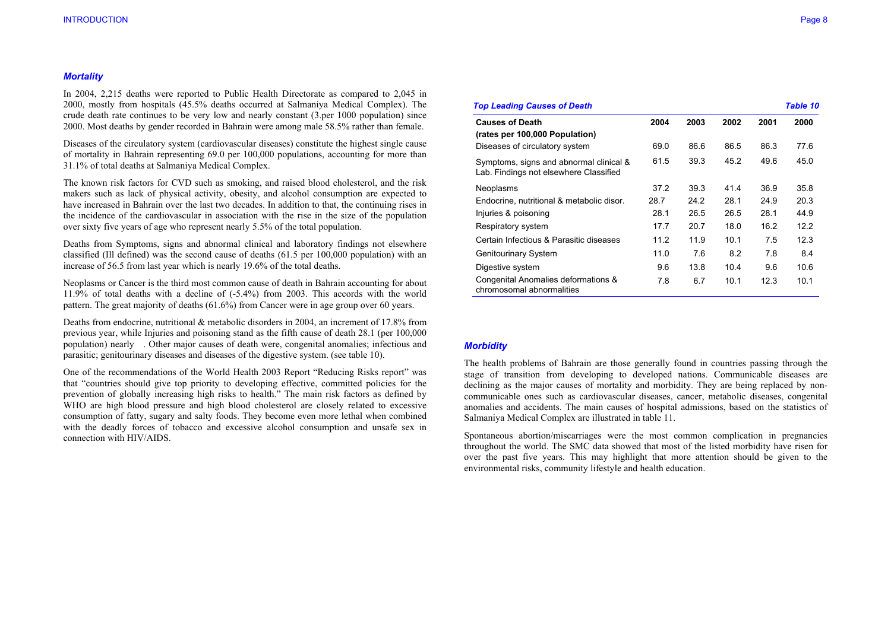### *Mortality*

In 2004, 2,215 deaths were reported to Public Health Directorate as compared to 2,045 in 2000, mostly from hospitals (45.5% deaths occurred at Salmaniya Medical Complex). The crude death rate continues to be very low and nearly constant (3.per 1000 population) since 2000. Most deaths by gender recorded in Bahrain were among male 58.5% rather than female.

Diseases of the circulatory system (cardiovascular diseases) constitute the highest single cause of mortality in Bahrain representing 69.0 per 100,000 populations, accounting for more than 31.1% of total deaths at Salmaniya Medical Complex.

The known risk factors for CVD such as smoking, and raised blood cholesterol, and the risk makers such as lack of physical activity, obesity, and alcohol consumption are expected to have increased in Bahrain over the last two decades. In addition to that, the continuing rises in the incidence of the cardiovascular in association with the rise in the size of the population over sixty five years of age who represent nearly 5.5% of the total population.

Deaths from Symptoms, signs and abnormal clinical and laboratory findings not elsewhere classified (Ill defined) was the second cause of deaths (61.5 per 100,000 population) with an increase of 56.5 from last year which is nearly 19.6% of the total deaths.

Neoplasms or Cancer is the third most common cause of death in Bahrain accounting for about 11.9% of total deaths with a decline of (-5.4%) from 2003. This accords with the world pattern. The great majority of deaths (61.6%) from Cancer were in age group over 60 years.

Deaths from endocrine, nutritional & metabolic disorders in 2004, an increment of 17.8% from previous year, while Injuries and poisoning stand as the fifth cause of death 28.1 (per 100,000 population) nearly . Other major causes of death were, congenital anomalies; infectious and parasitic; genitourinary diseases and diseases of the digestive system. (see table 10).

One of the recommendations of the World Health 2003 Report "Reducing Risks report" was that "countries should give top priority to developing effective, committed policies for the prevention of globally increasing high risks to health." The main risk factors as defined by WHO are high blood pressure and high blood cholesterol are closely related to excessive consumption of fatty, sugary and salty foods. They become even more lethal when combined with the deadly forces of tobacco and excessive alcohol consumption and unsafe sex in connection with HIV/AIDS.

***Top Leading Causes of Death*** — ***Table 10***

| Causes of Death (rates per 100,000 Population) | 2004 | 2003 | 2002 | 2001 | 2000 |
|---|---|---|---|---|---|
| Diseases of circulatory system | 69.0 | 86.6 | 86.5 | 86.3 | 77.6 |
| Symptoms, signs and abnormal clinical & Lab. Findings not elsewhere Classified | 61.5 | 39.3 | 45.2 | 49.6 | 45.0 |
| Neoplasms | 37.2 | 39.3 | 41.4 | 36.9 | 35.8 |
| Endocrine, nutritional & metabolic disor. | 28.7 | 24.2 | 28.1 | 24.9 | 20.3 |
| Injuries & poisoning | 28.1 | 26.5 | 26.5 | 28.1 | 44.9 |
| Respiratory system | 17.7 | 20.7 | 18.0 | 16.2 | 12.2 |
| Certain Infectious & Parasitic diseases | 11.2 | 11.9 | 10.1 | 7.5 | 12.3 |
| Genitourinary System | 11.0 | 7.6 | 8.2 | 7.8 | 8.4 |
| Digestive system | 9.6 | 13.8 | 10.4 | 9.6 | 10.6 |
| Congenital Anomalies deformations & chromosomal abnormalities | 7.8 | 6.7 | 10.1 | 12.3 | 10.1 |

### *Morbidity*

The health problems of Bahrain are those generally found in countries passing through the stage of transition from developing to developed nations. Communicable diseases are declining as the major causes of mortality and morbidity. They are being replaced by non-communicable ones such as cardiovascular diseases, cancer, metabolic diseases, congenital anomalies and accidents. The main causes of hospital admissions, based on the statistics of Salmaniya Medical Complex are illustrated in table 11.

Spontaneous abortion/miscarriages were the most common complication in pregnancies throughout the world. The SMC data showed that most of the listed morbidity have risen for over the past five years. This may highlight that more attention should be given to the environmental risks, community lifestyle and health education.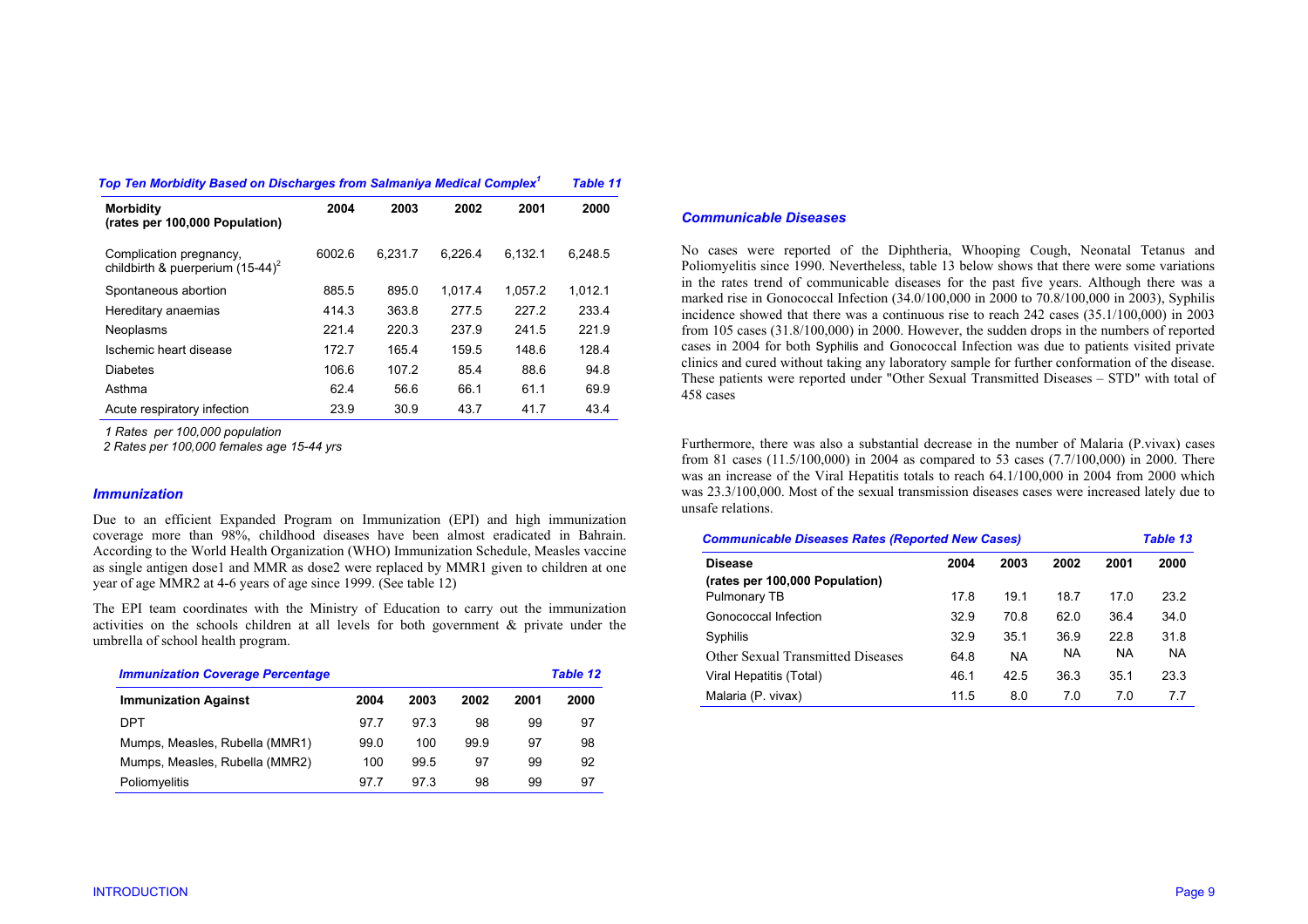**Top Ten Morbidity Based on Discharges from Salmaniya Medical Complex[1]** *Table 11*

| Morbidity (rates per 100,000 Population) | 2004 | 2003 | 2002 | 2001 | 2000 |
|---|---|---|---|---|---|
| Complication pregnancy, childbirth & puerperium (15-44)[2] | 6002.6 | 6,231.7 | 6,226.4 | 6,132.1 | 6,248.5 |
| Spontaneous abortion | 885.5 | 895.0 | 1,017.4 | 1,057.2 | 1,012.1 |
| Hereditary anaemias | 414.3 | 363.8 | 277.5 | 227.2 | 233.4 |
| Neoplasms | 221.4 | 220.3 | 237.9 | 241.5 | 221.9 |
| Ischemic heart disease | 172.7 | 165.4 | 159.5 | 148.6 | 128.4 |
| Diabetes | 106.6 | 107.2 | 85.4 | 88.6 | 94.8 |
| Asthma | 62.4 | 56.6 | 66.1 | 61.1 | 69.9 |
| Acute respiratory infection | 23.9 | 30.9 | 43.7 | 41.7 | 43.4 |

*1 Rates per 100,000 population*

*2 Rates per 100,000 females age 15-44 yrs*

### Immunization

Due to an efficient Expanded Program on Immunization (EPI) and high immunization coverage more than 98%, childhood diseases have been almost eradicated in Bahrain. According to the World Health Organization (WHO) Immunization Schedule, Measles vaccine as single antigen dose1 and MMR as dose2 were replaced by MMR1 given to children at one year of age MMR2 at 4-6 years of age since 1999. (See table 12)

The EPI team coordinates with the Ministry of Education to carry out the immunization activities on the schools children at all levels for both government & private under the umbrella of school health program.

**Immunization Coverage Percentage** *Table 12*

| Immunization Against | 2004 | 2003 | 2002 | 2001 | 2000 |
|---|---|---|---|---|---|
| DPT | 97.7 | 97.3 | 98 | 99 | 97 |
| Mumps, Measles, Rubella (MMR1) | 99.0 | 100 | 99.9 | 97 | 98 |
| Mumps, Measles, Rubella (MMR2) | 100 | 99.5 | 97 | 99 | 92 |
| Poliomyelitis | 97.7 | 97.3 | 98 | 99 | 97 |

### Communicable Diseases

No cases were reported of the Diphtheria, Whooping Cough, Neonatal Tetanus and Poliomyelitis since 1990. Nevertheless, table 13 below shows that there were some variations in the rates trend of communicable diseases for the past five years. Although there was a marked rise in Gonococcal Infection (34.0/100,000 in 2000 to 70.8/100,000 in 2003), Syphilis incidence showed that there was a continuous rise to reach 242 cases (35.1/100,000) in 2003 from 105 cases (31.8/100,000) in 2000. However, the sudden drops in the numbers of reported cases in 2004 for both Syphilis and Gonococcal Infection was due to patients visited private clinics and cured without taking any laboratory sample for further conformation of the disease. These patients were reported under "Other Sexual Transmitted Diseases – STD" with total of 458 cases

Furthermore, there was also a substantial decrease in the number of Malaria (P.vivax) cases from 81 cases (11.5/100,000) in 2004 as compared to 53 cases (7.7/100,000) in 2000. There was an increase of the Viral Hepatitis totals to reach 64.1/100,000 in 2004 from 2000 which was 23.3/100,000. Most of the sexual transmission diseases cases were increased lately due to unsafe relations.

**Communicable Diseases Rates (Reported New Cases)** *Table 13*

| Disease (rates per 100,000 Population) | 2004 | 2003 | 2002 | 2001 | 2000 |
|---|---|---|---|---|---|
| Pulmonary TB | 17.8 | 19.1 | 18.7 | 17.0 | 23.2 |
| Gonococcal Infection | 32.9 | 70.8 | 62.0 | 36.4 | 34.0 |
| Syphilis | 32.9 | 35.1 | 36.9 | 22.8 | 31.8 |
| Other Sexual Transmitted Diseases | 64.8 | NA | NA | NA | NA |
| Viral Hepatitis (Total) | 46.1 | 42.5 | 36.3 | 35.1 | 23.3 |
| Malaria (P. vivax) | 11.5 | 8.0 | 7.0 | 7.0 | 7.7 |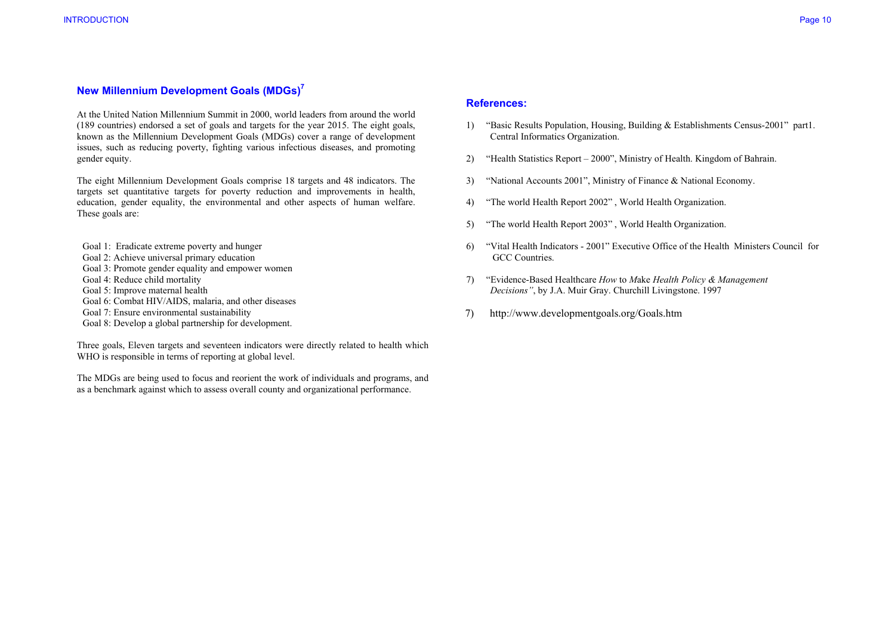## New Millennium Development Goals (MDGs)[7]

At the United Nation Millennium Summit in 2000, world leaders from around the world (189 countries) endorsed a set of goals and targets for the year 2015. The eight goals, known as the Millennium Development Goals (MDGs) cover a range of development issues, such as reducing poverty, fighting various infectious diseases, and promoting gender equity.

The eight Millennium Development Goals comprise 18 targets and 48 indicators. The targets set quantitative targets for poverty reduction and improvements in health, education, gender equality, the environmental and other aspects of human welfare. These goals are:

Goal 1: Eradicate extreme poverty and hunger
Goal 2: Achieve universal primary education
Goal 3: Promote gender equality and empower women
Goal 4: Reduce child mortality
Goal 5: Improve maternal health
Goal 6: Combat HIV/AIDS, malaria, and other diseases
Goal 7: Ensure environmental sustainability
Goal 8: Develop a global partnership for development.

Three goals, Eleven targets and seventeen indicators were directly related to health which WHO is responsible in terms of reporting at global level.

The MDGs are being used to focus and reorient the work of individuals and programs, and as a benchmark against which to assess overall county and organizational performance.

## References:

1) "Basic Results Population, Housing, Building & Establishments Census-2001" part1. Central Informatics Organization.

2) "Health Statistics Report – 2000", Ministry of Health. Kingdom of Bahrain.

3) "National Accounts 2001", Ministry of Finance & National Economy.

4) "The world Health Report 2002" , World Health Organization.

5) "The world Health Report 2003" , World Health Organization.

6) "Vital Health Indicators - 2001" Executive Office of the Health Ministers Council for GCC Countries.

7) "Evidence-Based Healthcare *How* to *M*ake *Health Policy & Management Decisions"*, by J.A. Muir Gray. Churchill Livingstone. 1997

7) http://www.developmentgoals.org/Goals.htm